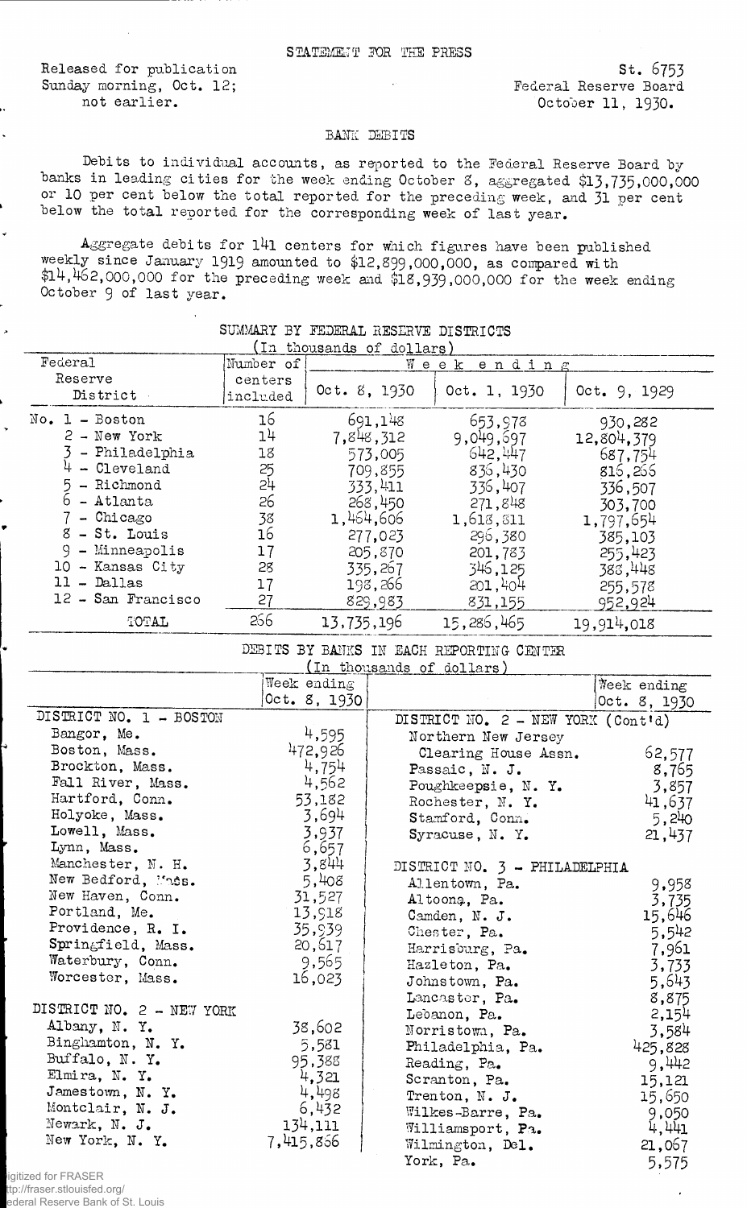STATEMENT FOR THE PRESS

Released for publication
Sunday morning, Oct. 12;
not earlier.

St. 6753
Federal Reserve Board
October 11, 1930.

## BANK DEBITS

Debits to individual accounts, as reported to the Federal Reserve Board by banks in leading cities for the week ending October 8, aggregated $13,735,000,000 or 10 per cent below the total reported for the preceding week, and 31 per cent below the total reported for the corresponding week of last year.

Aggregate debits for 141 centers for which figures have been published weekly since January 1919 amounted to $12,899,000,000, as compared with $14,462,000,000 for the preceding week and $18,939,000,000 for the week ending October 9 of last year.

### SUMMARY BY FEDERAL RESERVE DISTRICTS
(In thousands of dollars)

| Federal Reserve District | Number of centers included | Week ending Oct. 8, 1930 | Oct. 1, 1930 | Oct. 9, 1929 |
|---|---|---|---|---|
| No. 1 - Boston | 16 | 691,148 | 653,978 | 930,282 |
| 2 - New York | 14 | 7,848,312 | 9,049,697 | 12,804,379 |
| 3 - Philadelphia | 18 | 573,005 | 642,447 | 687,754 |
| 4 - Cleveland | 25 | 709,855 | 836,430 | 816,266 |
| 5 - Richmond | 24 | 333,411 | 336,407 | 336,507 |
| 6 - Atlanta | 26 | 268,450 | 271,848 | 303,700 |
| 7 - Chicago | 38 | 1,464,606 | 1,618,811 | 1,797,654 |
| 8 - St. Louis | 16 | 277,023 | 296,380 | 385,103 |
| 9 - Minneapolis | 17 | 205,870 | 201,783 | 255,423 |
| 10 - Kansas City | 28 | 335,267 | 346,125 | 388,448 |
| 11 - Dallas | 17 | 198,266 | 201,404 | 255,578 |
| 12 - San Francisco | 27 | 829,983 | 831,155 | 952,924 |
| TOTAL | 266 | 13,735,196 | 15,286,465 | 19,914,018 |

### DEBITS BY BANKS IN EACH REPORTING CENTER
(In thousands of dollars)

| | Week ending Oct. 8, 1930 | | Week ending Oct. 8, 1930 |
|---|---|---|---|
| **DISTRICT NO. 1 - BOSTON** | | **DISTRICT NO. 2 - NEW YORK (Cont'd)** | |
| Bangor, Me. | 4,595 | Northern New Jersey Clearing House Assn. | 62,577 |
| Boston, Mass. | 472,926 | Passaic, N. J. | 8,765 |
| Brockton, Mass. | 4,754 | Poughkeepsie, N. Y. | 3,857 |
| Fall River, Mass. | 4,562 | Rochester, N. Y. | 41,637 |
| Hartford, Conn. | 53,182 | Stamford, Conn. | 5,240 |
| Holyoke, Mass. | 3,694 | Syracuse, N. Y. | 21,437 |
| Lowell, Mass. | 3,937 | | |
| Lynn, Mass. | 6,657 | | |
| Manchester, N. H. | 3,844 | **DISTRICT NO. 3 - PHILADELPHIA** | |
| New Bedford, Mass. | 5,408 | Allentown, Pa. | 9,958 |
| New Haven, Conn. | 31,527 | Altoona, Pa. | 3,735 |
| Portland, Me. | 13,918 | Camden, N. J. | 15,646 |
| Providence, R. I. | 35,939 | Chester, Pa. | 5,542 |
| Springfield, Mass. | 20,617 | Harrisburg, Pa. | 7,961 |
| Waterbury, Conn. | 9,565 | Hazleton, Pa. | 3,733 |
| Worcester, Mass. | 16,023 | Johnstown, Pa. | 5,643 |
| | | Lancaster, Pa. | 8,875 |
| **DISTRICT NO. 2 - NEW YORK** | | Lebanon, Pa. | 2,154 |
| Albany, N. Y. | 38,602 | Norristown, Pa. | 3,584 |
| Binghamton, N. Y. | 5,581 | Philadelphia, Pa. | 425,828 |
| Buffalo, N. Y. | 95,388 | Reading, Pa. | 9,442 |
| Elmira, N. Y. | 4,321 | Scranton, Pa. | 15,121 |
| Jamestown, N. Y. | 4,498 | Trenton, N. J. | 15,650 |
| Montclair, N. J. | 6,432 | Wilkes-Barre, Pa. | 9,050 |
| Newark, N. J. | 134,111 | Williamsport, Pa. | 4,441 |
| New York, N. Y. | 7,415,866 | Wilmington, Del. | 21,067 |
| | | York, Pa. | 5,575 |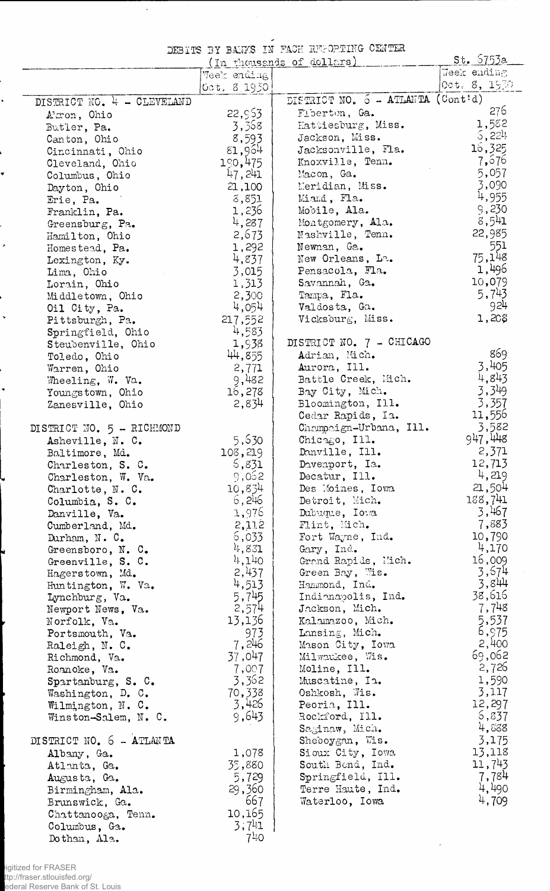DEBITS BY BANKS IN EACH REPORTING CENTER

(In thousands of dollars)

St. 6753a

| | Week ending Oct. 8 1930 | | Week ending Oct. 8, 1930 |
|---|---|---|---|
| DISTRICT NO. 4 - CLEVELAND | | DISTRICT NO. 6 - ATLANTA (Cont'd) | |
| Akron, Ohio | 22,963 | Elberton, Ga. | 276 |
| Butler, Pa. | 3,368 | Hattiesburg, Miss. | 1,582 |
| Canton, Ohio | 8,593 | Jackson, Miss. | 3,224 |
| Cincinnati, Ohio | 81,964 | Jacksonville, Fla. | 16,325 |
| Cleveland, Ohio | 190,475 | Knoxville, Tenn. | 7,676 |
| Columbus, Ohio | 47,241 | Macon, Ga. | 5,057 |
| Dayton, Ohio | 21,100 | Meridian, Miss. | 3,090 |
| Erie, Pa. | 8,851 | Miami, Fla. | 4,955 |
| Franklin, Pa. | 1,236 | Mobile, Ala. | 9,230 |
| Greensburg, Pa. | 4,287 | Montgomery, Ala. | 8,541 |
| Hamilton, Ohio | 2,673 | Nashville, Tenn. | 22,985 |
| Homestead, Pa. | 1,292 | Newnan, Ga. | 551 |
| Lexington, Ky. | 4,837 | New Orleans, La. | 75,148 |
| Lima, Ohio | 3,015 | Pensacola, Fla. | 1,496 |
| Lorain, Ohio | 1,313 | Savannah, Ga. | 10,079 |
| Middletown, Ohio | 2,300 | Tampa, Fla. | 5,743 |
| Oil City, Pa. | 4,054 | Valdosta, Ga. | 924 |
| Pittsburgh, Pa. | 217,552 | Vicksburg, Miss. | 1,208 |
| Springfield, Ohio | 4,583 | | |
| Steubenville, Ohio | 1,938 | DISTRICT NO. 7 - CHICAGO | |
| Toledo, Ohio | 44,855 | Adrian, Mich. | 869 |
| Warren, Ohio | 2,771 | Aurora, Ill. | 3,405 |
| Wheeling, W. Va. | 9,482 | Battle Creek, Mich. | 4,843 |
| Youngstown, Ohio | 16,278 | Bay City, Mich. | 3,349 |
| Zanesville, Ohio | 2,834 | Bloomington, Ill. | 3,357 |
| | | Cedar Rapids, Ia. | 11,556 |
| DISTRICT NO. 5 - RICHMOND | | Champaign-Urbana, Ill. | 3,582 |
| Asheville, N. C. | 5,630 | Chicago, Ill. | 947,448 |
| Baltimore, Md. | 108,219 | Danville, Ill. | 2,371 |
| Charleston, S. C. | 6,831 | Davenport, Ia. | 12,713 |
| Charleston, W. Va. | 9,062 | Decatur, Ill. | 4,219 |
| Charlotte, N. C. | 10,834 | Des Moines, Iowa | 21,504 |
| Columbia, S. C. | 6,246 | Detroit, Mich. | 188,741 |
| Danville, Va. | 1,976 | Dubuque, Iowa | 3,467 |
| Cumberland, Md. | 2,112 | Flint, Mich. | 7,883 |
| Durham, N. C. | 6,033 | Fort Wayne, Ind. | 10,790 |
| Greensboro, N. C. | 4,831 | Gary, Ind. | 4,170 |
| Greenville, S. C. | 4,140 | Grand Rapids, Mich. | 16,009 |
| Hagerstown, Md. | 2,437 | Green Bay, Wis. | 3,674 |
| Huntington, W. Va. | 4,513 | Hammond, Ind. | 3,844 |
| Lynchburg, Va. | 5,745 | Indianapolis, Ind. | 38,616 |
| Newport News, Va. | 2,574 | Jackson, Mich. | 7,748 |
| Norfolk, Va. | 13,136 | Kalamazoo, Mich. | 5,537 |
| Portsmouth, Va. | 973 | Lansing, Mich. | 6,975 |
| Raleigh, N. C. | 7,246 | Mason City, Iowa | 2,400 |
| Richmond, Va. | 37,047 | Milwaukee, Wis. | 69,062 |
| Roanoke, Va. | 7,007 | Moline, Ill. | 2,726 |
| Spartanburg, S. C. | 3,362 | Muscatine, Ia. | 1,590 |
| Washington, D. C. | 70,338 | Oshkosh, Wis. | 3,117 |
| Wilmington, N. C. | 3,426 | Peoria, Ill. | 12,297 |
| Winston-Salem, N. C. | 9,643 | Rockford, Ill. | 6,837 |
| | | Saginaw, Mich. | 4,888 |
| DISTRICT NO. 6 - ATLANTA | | Sheboygan, Wis. | 3,175 |
| Albany, Ga. | 1,078 | Sioux City, Iowa | 13,118 |
| Atlanta, Ga. | 35,880 | South Bend, Ind. | 11,743 |
| Augusta, Ga. | 5,729 | Springfield, Ill. | 7,784 |
| Birmingham, Ala. | 29,360 | Terre Haute, Ind. | 4,490 |
| Brunswick, Ga. | 667 | Waterloo, Iowa | 4,709 |
| Chattanooga, Tenn. | 10,165 | | |
| Columbus, Ga. | 3,741 | | |
| Dothan, Ala. | 740 | | |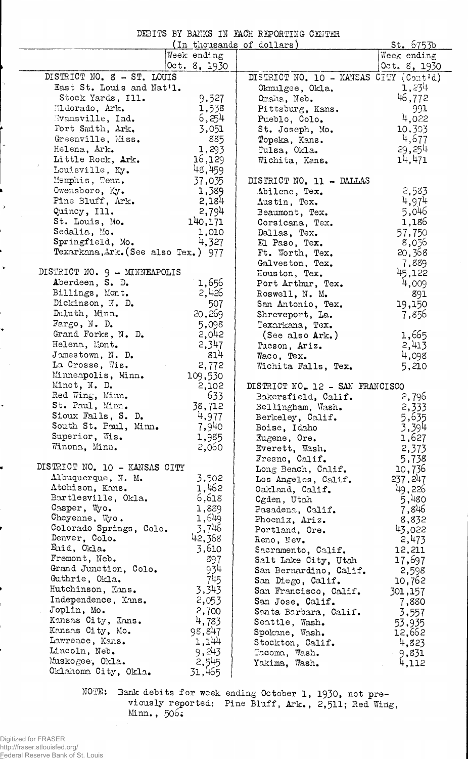DEBITS BY BANKS IN EACH REPORTING CENTER

(In thousands of dollars)

St. 6753b

| | Week ending Oct. 8, 1930 | | Week ending Oct. 8, 1930 |
|---|---|---|---|
| DISTRICT NO. 8 - ST. LOUIS | | DISTRICT NO. 10 - KANSAS CITY (Cont'd) | |
| East St. Louis and Nat'l. Stock Yards, Ill. | 9,527 | Okmulgee, Okla. | 1,234 |
| Eldorado, Ark. | 1,538 | Omaha, Neb. | 46,772 |
| Evansville, Ind. | 6,254 | Pittsburg, Kans. | 991 |
| Fort Smith, Ark. | 3,051 | Pueblo, Colo. | 4,022 |
| Greenville, Miss. | 885 | St. Joseph, Mo. | 10,303 |
| Helena, Ark. | 1,293 | Topeka, Kans. | 4,677 |
| Little Rock, Ark. | 16,129 | Tulsa, Okla. | 29,254 |
| Louisville, Ky. | 48,459 | Wichita, Kans. | 14,471 |
| Memphis, Tenn. | 37,035 | DISTRICT NO. 11 - DALLAS | |
| Owensboro, Ky. | 1,389 | Abilene, Tex. | 2,583 |
| Pine Bluff, Ark. | 2,184 | Austin, Tex. | 4,974 |
| Quincy, Ill. | 2,794 | Beaumont, Tex. | 5,046 |
| St. Louis, Mo. | 140,171 | Corsicana, Tex. | 1,186 |
| Sedalia, Mo. | 1,010 | Dallas, Tex. | 57,750 |
| Springfield, Mo. | 4,327 | El Paso, Tex. | 8,056 |
| Texarkana, Ark. (See also Tex.) | 977 | Ft. Worth, Tex. | 20,368 |
| | | Galveston, Tex. | 7,889 |
| DISTRICT NO. 9 - MINNEAPOLIS | | Houston, Tex. | 45,122 |
| Aberdeen, S. D. | 1,656 | Port Arthur, Tex. | 4,009 |
| Billings, Mont. | 2,426 | Roswell, N. M. | 891 |
| Dickinson, N. D. | 507 | San Antonio, Tex. | 19,150 |
| Duluth, Minn. | 20,269 | Shreveport, La. | 7,856 |
| Fargo, N. D. | 5,098 | Texarkana, Tex. (See also Ark.) | 1,665 |
| Grand Forks, N. D. | 2,042 | Tucson, Ariz. | 2,413 |
| Helena, Mont. | 2,347 | Waco, Tex. | 4,098 |
| Jamestown, N. D. | 814 | Wichita Falls, Tex. | 5,210 |
| La Crosse, Wis. | 2,772 | | |
| Minneapolis, Minn. | 109,530 | DISTRICT NO. 12 - SAN FRANCISCO | |
| Minot, N. D. | 2,102 | Bakersfield, Calif. | 2,796 |
| Red Wing, Minn. | 633 | Bellingham, Wash. | 2,333 |
| St. Paul, Minn. | 38,712 | Berkeley, Calif. | 5,635 |
| Sioux Falls, S. D. | 4,977 | Boise, Idaho | 3,394 |
| South St. Paul, Minn. | 7,940 | Eugene, Ore. | 1,627 |
| Superior, Wis. | 1,985 | Everett, Wash. | 2,373 |
| Winona, Minn. | 2,060 | Fresno, Calif. | 5,738 |
| | | Long Beach, Calif. | 10,736 |
| DISTRICT NO. 10 - KANSAS CITY | | Los Angeles, Calif. | 237,247 |
| Albuquerque, N. M. | 3,502 | Oakland, Calif. | 49,226 |
| Atchison, Kans. | 1,462 | Ogden, Utah | 5,480 |
| Bartlesville, Okla. | 6,618 | Pasadena, Calif. | 7,846 |
| Casper, Wyo. | 1,889 | Phoenix, Ariz. | 8,832 |
| Cheyenne, Wyo. | 1,649 | Portland, Ore. | 43,022 |
| Colorado Springs, Colo. | 3,746 | Reno, Nev. | 2,473 |
| Denver, Colo. | 42,368 | Sacramento, Calif. | 12,211 |
| Enid, Okla. | 3,610 | Salt Lake City, Utah | 17,697 |
| Fremont, Neb. | 897 | San Bernardino, Calif. | 2,598 |
| Grand Junction, Colo. | 934 | San Diego, Calif. | 10,762 |
| Guthrie, Okla. | 745 | San Francisco, Calif. | 301,157 |
| Hutchinson, Kans. | 3,343 | San Jose, Calif. | 7,880 |
| Independence, Kans. | 2,053 | Santa Barbara, Calif. | 3,557 |
| Joplin, Mo. | 2,700 | Seattle, Wash. | 53,935 |
| Kansas City, Kans. | 4,783 | Spokane, Wash. | 12,662 |
| Kansas City, Mo. | 98,847 | Stockton, Calif. | 4,823 |
| Lawrence, Kans. | 1,144 | Tacoma, Wash. | 9,831 |
| Lincoln, Neb. | 9,243 | Yakima, Wash. | 4,112 |
| Muskogee, Okla. | 2,545 | | |
| Oklahoma City, Okla. | 31,465 | | |

NOTE: Bank debits for week ending October 1, 1930, not previously reported: Pine Bluff, Ark., 2,511; Red Wing, Minn., 506.